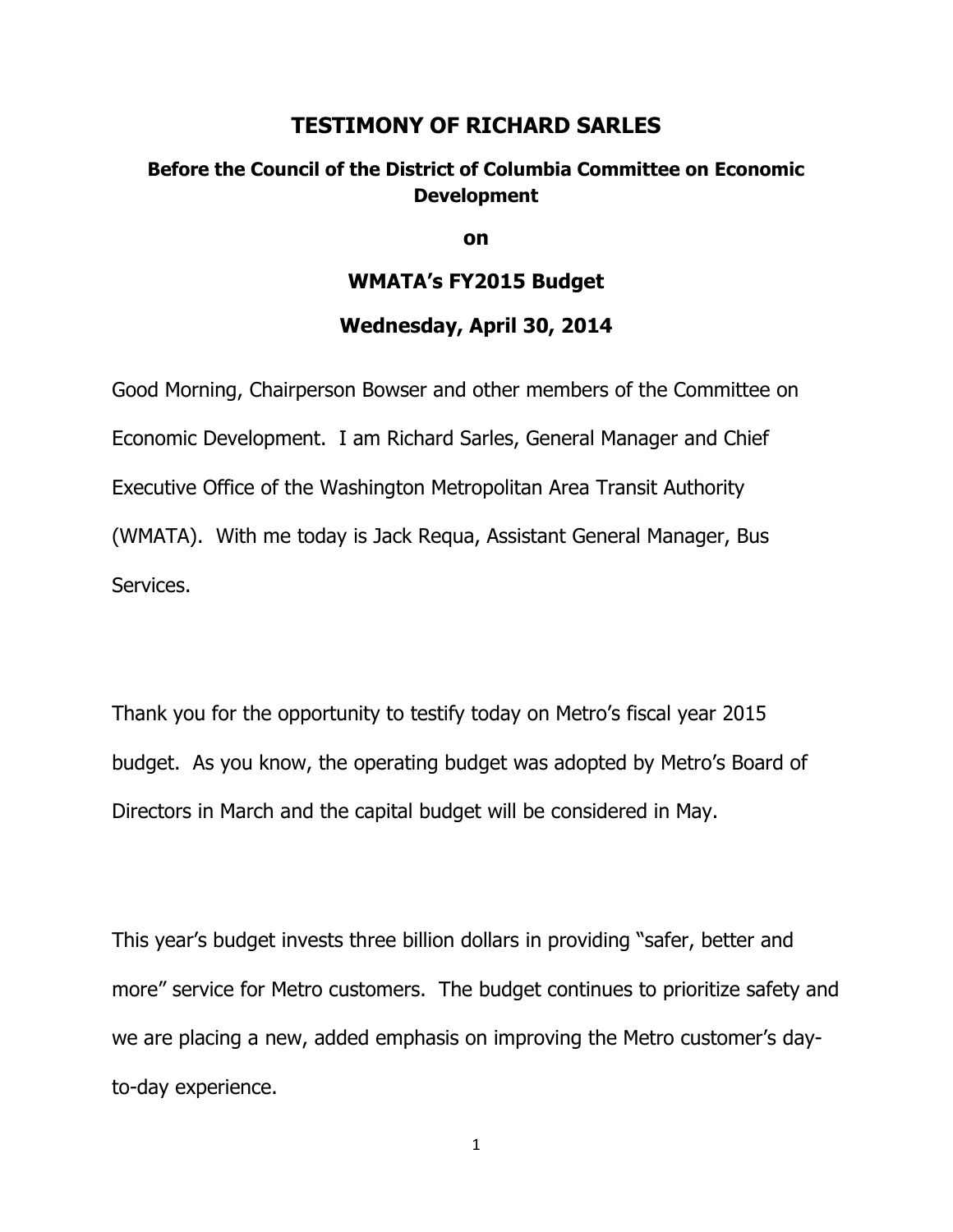# TESTIMONY OF RICHARD SARLES

## Before the Council of the District of Columbia Committee on Economic Development

**on**

## WMATA's FY2015 Budget

## Wednesday, April 30, 2014

Good Morning, Chairperson Bowser and other members of the Committee on Economic Development. I am Richard Sarles, General Manager and Chief Executive Office of the Washington Metropolitan Area Transit Authority (WMATA). With me today is Jack Requa, Assistant General Manager, Bus Services.

Thank you for the opportunity to testify today on Metro's fiscal year 2015 budget. As you know, the operating budget was adopted by Metro's Board of Directors in March and the capital budget will be considered in May.

This year's budget invests three billion dollars in providing "safer, better and more" service for Metro customers. The budget continues to prioritize safety and we are placing a new, added emphasis on improving the Metro customer's day-to-day experience.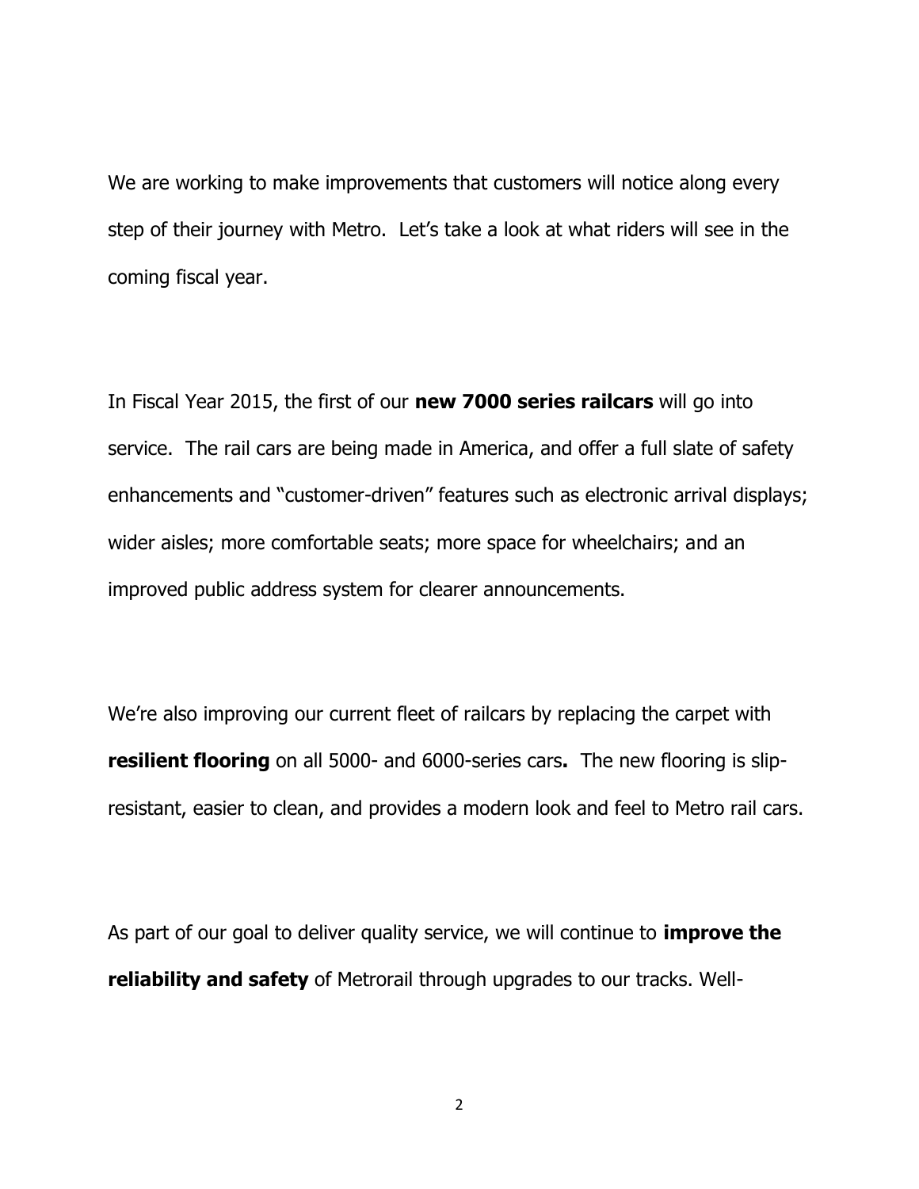We are working to make improvements that customers will notice along every step of their journey with Metro. Let's take a look at what riders will see in the coming fiscal year.

In Fiscal Year 2015, the first of our **new 7000 series railcars** will go into service. The rail cars are being made in America, and offer a full slate of safety enhancements and "customer-driven" features such as electronic arrival displays; wider aisles; more comfortable seats; more space for wheelchairs; and an improved public address system for clearer announcements.

We're also improving our current fleet of railcars by replacing the carpet with **resilient flooring** on all 5000- and 6000-series cars**.** The new flooring is slip-resistant, easier to clean, and provides a modern look and feel to Metro rail cars.

As part of our goal to deliver quality service, we will continue to **improve the reliability and safety** of Metrorail through upgrades to our tracks. Well-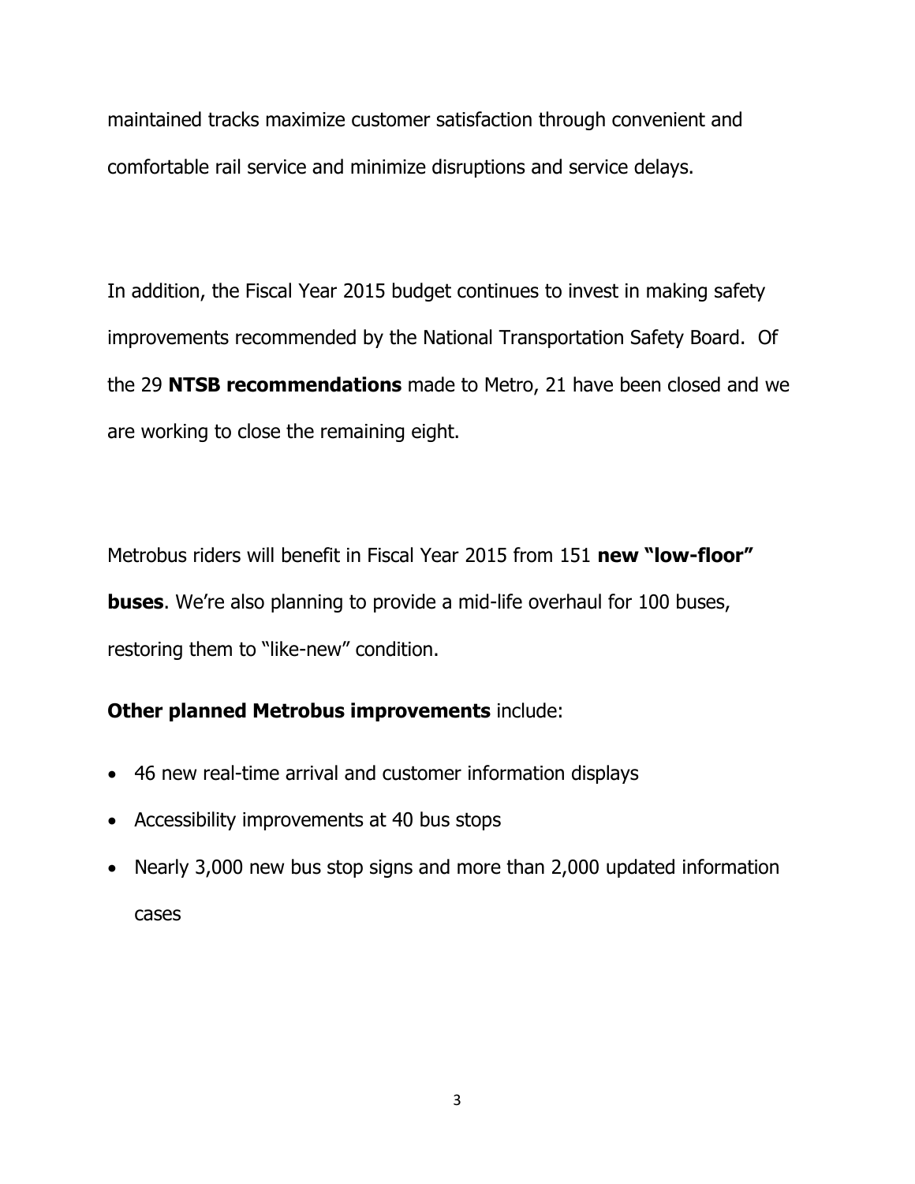maintained tracks maximize customer satisfaction through convenient and comfortable rail service and minimize disruptions and service delays.

In addition, the Fiscal Year 2015 budget continues to invest in making safety improvements recommended by the National Transportation Safety Board. Of the 29 **NTSB recommendations** made to Metro, 21 have been closed and we are working to close the remaining eight.

Metrobus riders will benefit in Fiscal Year 2015 from 151 **new "low-floor" buses**. We're also planning to provide a mid-life overhaul for 100 buses, restoring them to "like-new" condition.

**Other planned Metrobus improvements** include:

- 46 new real-time arrival and customer information displays
- Accessibility improvements at 40 bus stops
- Nearly 3,000 new bus stop signs and more than 2,000 updated information cases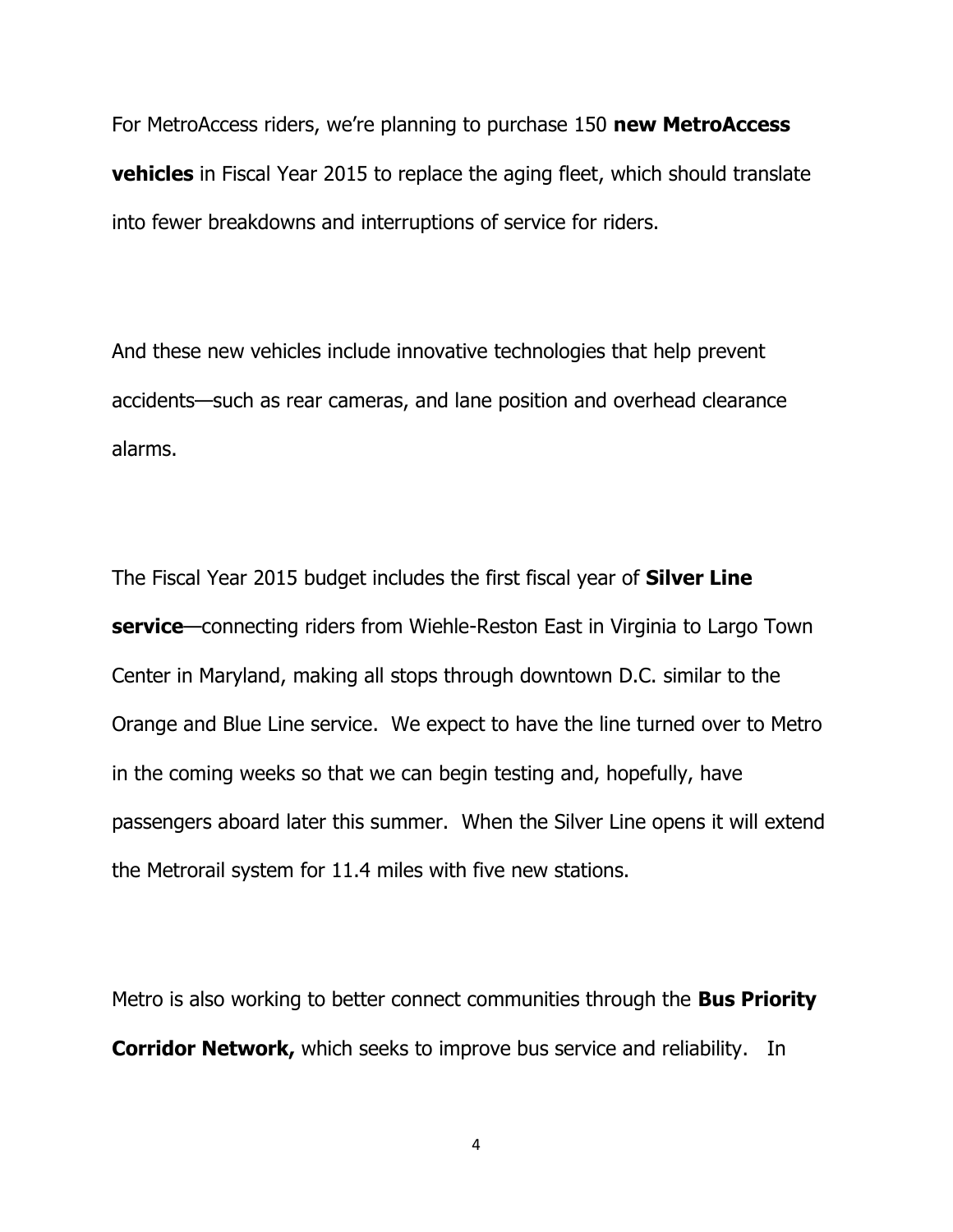For MetroAccess riders, we're planning to purchase 150 **new MetroAccess vehicles** in Fiscal Year 2015 to replace the aging fleet, which should translate into fewer breakdowns and interruptions of service for riders.

And these new vehicles include innovative technologies that help prevent accidents—such as rear cameras, and lane position and overhead clearance alarms.

The Fiscal Year 2015 budget includes the first fiscal year of **Silver Line service**—connecting riders from Wiehle-Reston East in Virginia to Largo Town Center in Maryland, making all stops through downtown D.C. similar to the Orange and Blue Line service. We expect to have the line turned over to Metro in the coming weeks so that we can begin testing and, hopefully, have passengers aboard later this summer. When the Silver Line opens it will extend the Metrorail system for 11.4 miles with five new stations.

Metro is also working to better connect communities through the **Bus Priority Corridor Network,** which seeks to improve bus service and reliability. In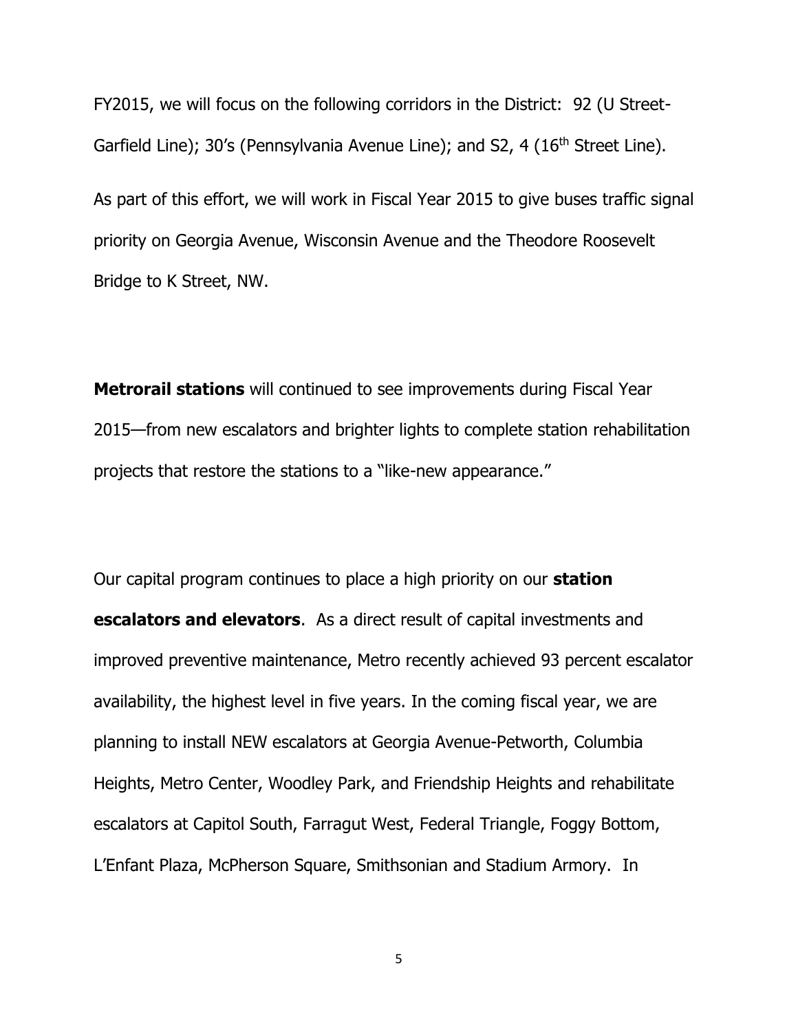FY2015, we will focus on the following corridors in the District: 92 (U Street-Garfield Line); 30's (Pennsylvania Avenue Line); and S2, 4 (16th Street Line).

As part of this effort, we will work in Fiscal Year 2015 to give buses traffic signal priority on Georgia Avenue, Wisconsin Avenue and the Theodore Roosevelt Bridge to K Street, NW.

**Metrorail stations** will continued to see improvements during Fiscal Year 2015—from new escalators and brighter lights to complete station rehabilitation projects that restore the stations to a "like-new appearance."

Our capital program continues to place a high priority on our **station escalators and elevators**. As a direct result of capital investments and improved preventive maintenance, Metro recently achieved 93 percent escalator availability, the highest level in five years. In the coming fiscal year, we are planning to install NEW escalators at Georgia Avenue-Petworth, Columbia Heights, Metro Center, Woodley Park, and Friendship Heights and rehabilitate escalators at Capitol South, Farragut West, Federal Triangle, Foggy Bottom, L'Enfant Plaza, McPherson Square, Smithsonian and Stadium Armory. In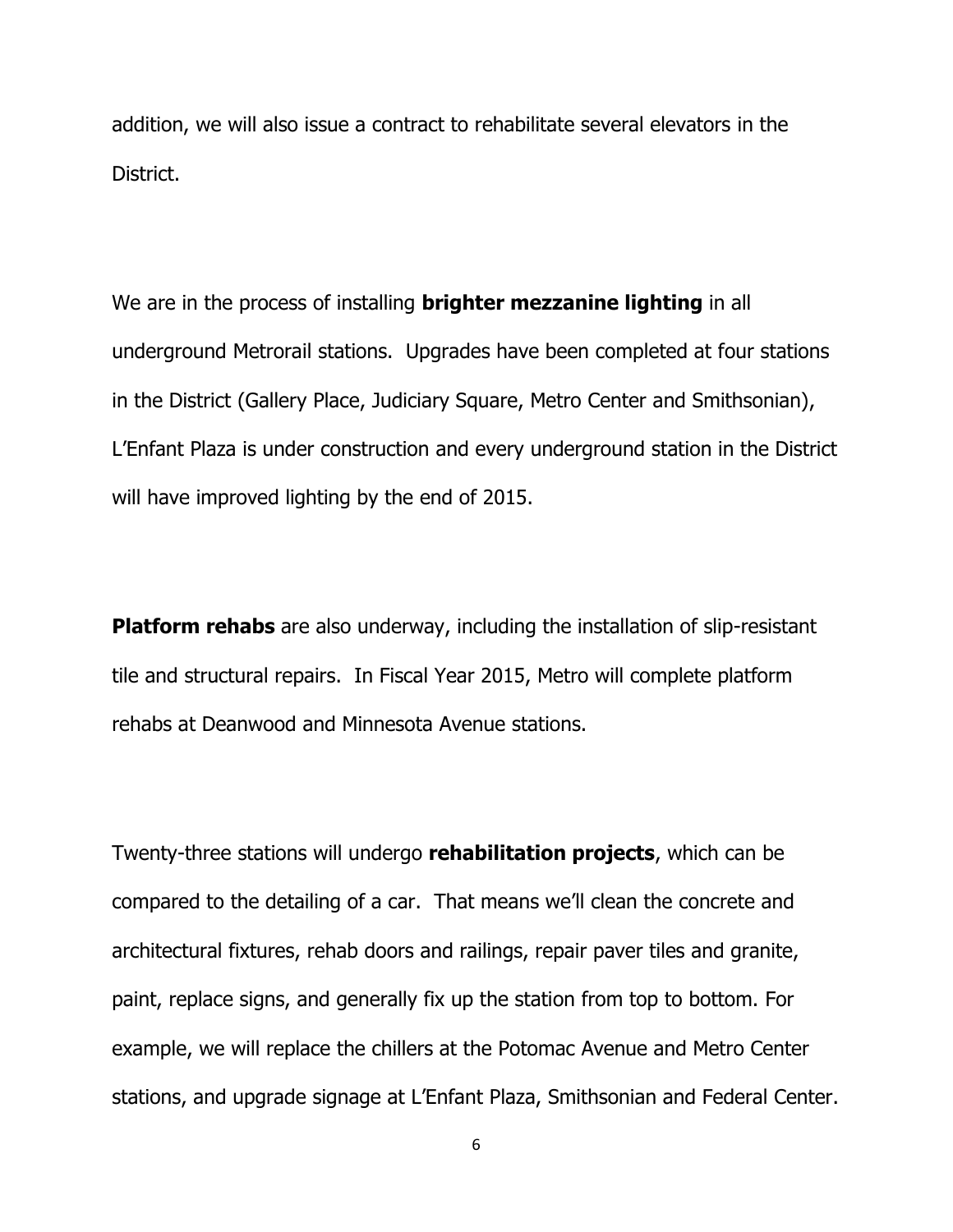addition, we will also issue a contract to rehabilitate several elevators in the District.

We are in the process of installing **brighter mezzanine lighting** in all underground Metrorail stations. Upgrades have been completed at four stations in the District (Gallery Place, Judiciary Square, Metro Center and Smithsonian), L'Enfant Plaza is under construction and every underground station in the District will have improved lighting by the end of 2015.

**Platform rehabs** are also underway, including the installation of slip-resistant tile and structural repairs. In Fiscal Year 2015, Metro will complete platform rehabs at Deanwood and Minnesota Avenue stations.

Twenty-three stations will undergo **rehabilitation projects**, which can be compared to the detailing of a car. That means we'll clean the concrete and architectural fixtures, rehab doors and railings, repair paver tiles and granite, paint, replace signs, and generally fix up the station from top to bottom. For example, we will replace the chillers at the Potomac Avenue and Metro Center stations, and upgrade signage at L'Enfant Plaza, Smithsonian and Federal Center.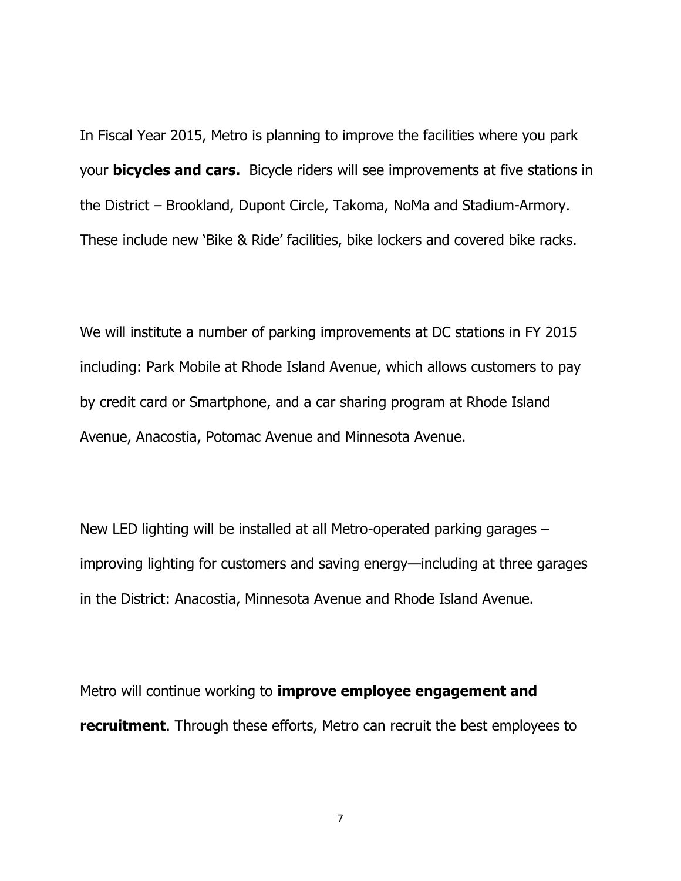In Fiscal Year 2015, Metro is planning to improve the facilities where you park your **bicycles and cars.** Bicycle riders will see improvements at five stations in the District – Brookland, Dupont Circle, Takoma, NoMa and Stadium-Armory. These include new 'Bike & Ride' facilities, bike lockers and covered bike racks.

We will institute a number of parking improvements at DC stations in FY 2015 including: Park Mobile at Rhode Island Avenue, which allows customers to pay by credit card or Smartphone, and a car sharing program at Rhode Island Avenue, Anacostia, Potomac Avenue and Minnesota Avenue.

New LED lighting will be installed at all Metro-operated parking garages – improving lighting for customers and saving energy—including at three garages in the District: Anacostia, Minnesota Avenue and Rhode Island Avenue.

Metro will continue working to **improve employee engagement and recruitment**. Through these efforts, Metro can recruit the best employees to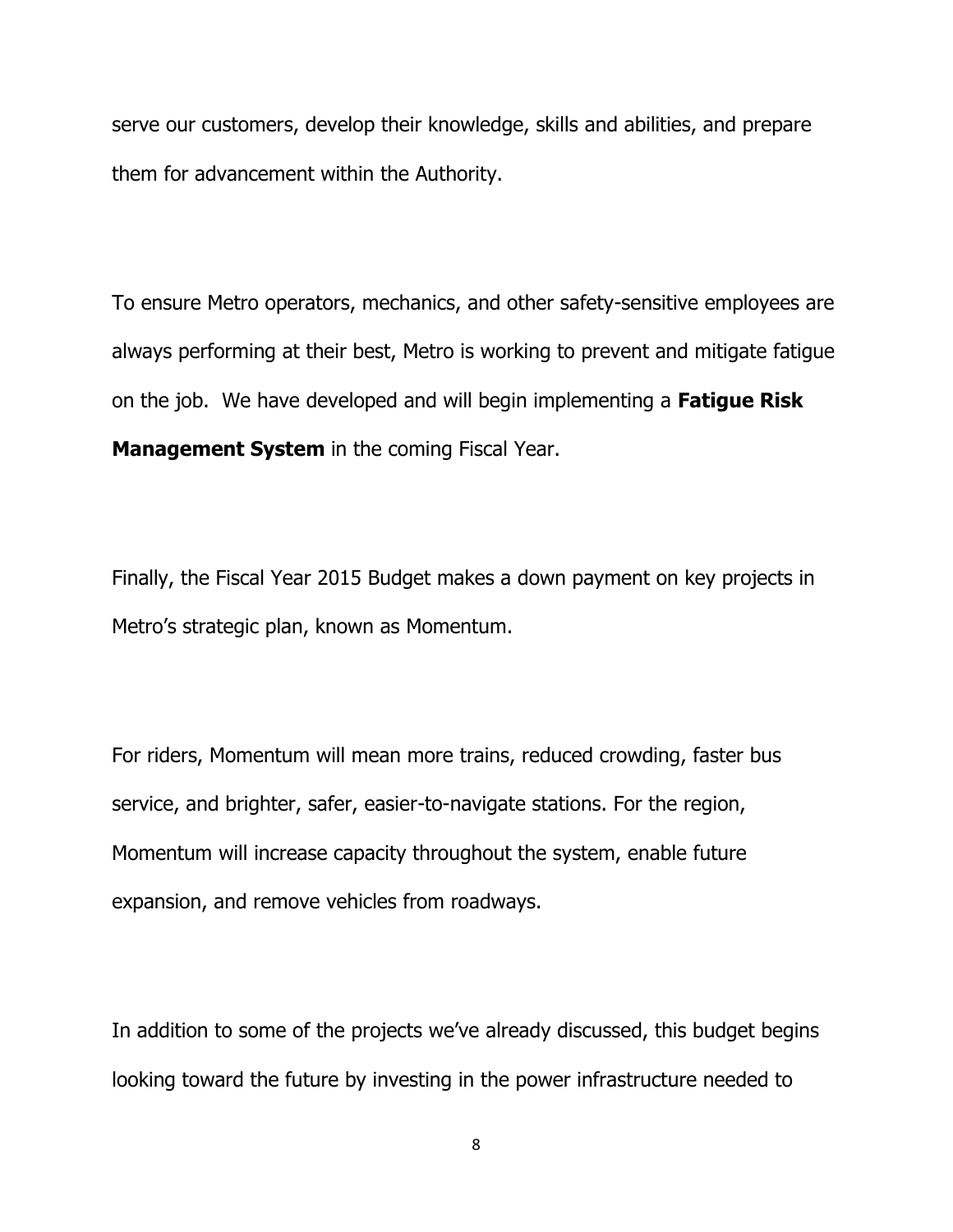serve our customers, develop their knowledge, skills and abilities, and prepare them for advancement within the Authority.

To ensure Metro operators, mechanics, and other safety-sensitive employees are always performing at their best, Metro is working to prevent and mitigate fatigue on the job. We have developed and will begin implementing a **Fatigue Risk Management System** in the coming Fiscal Year.

Finally, the Fiscal Year 2015 Budget makes a down payment on key projects in Metro's strategic plan, known as Momentum.

For riders, Momentum will mean more trains, reduced crowding, faster bus service, and brighter, safer, easier-to-navigate stations. For the region, Momentum will increase capacity throughout the system, enable future expansion, and remove vehicles from roadways.

In addition to some of the projects we've already discussed, this budget begins looking toward the future by investing in the power infrastructure needed to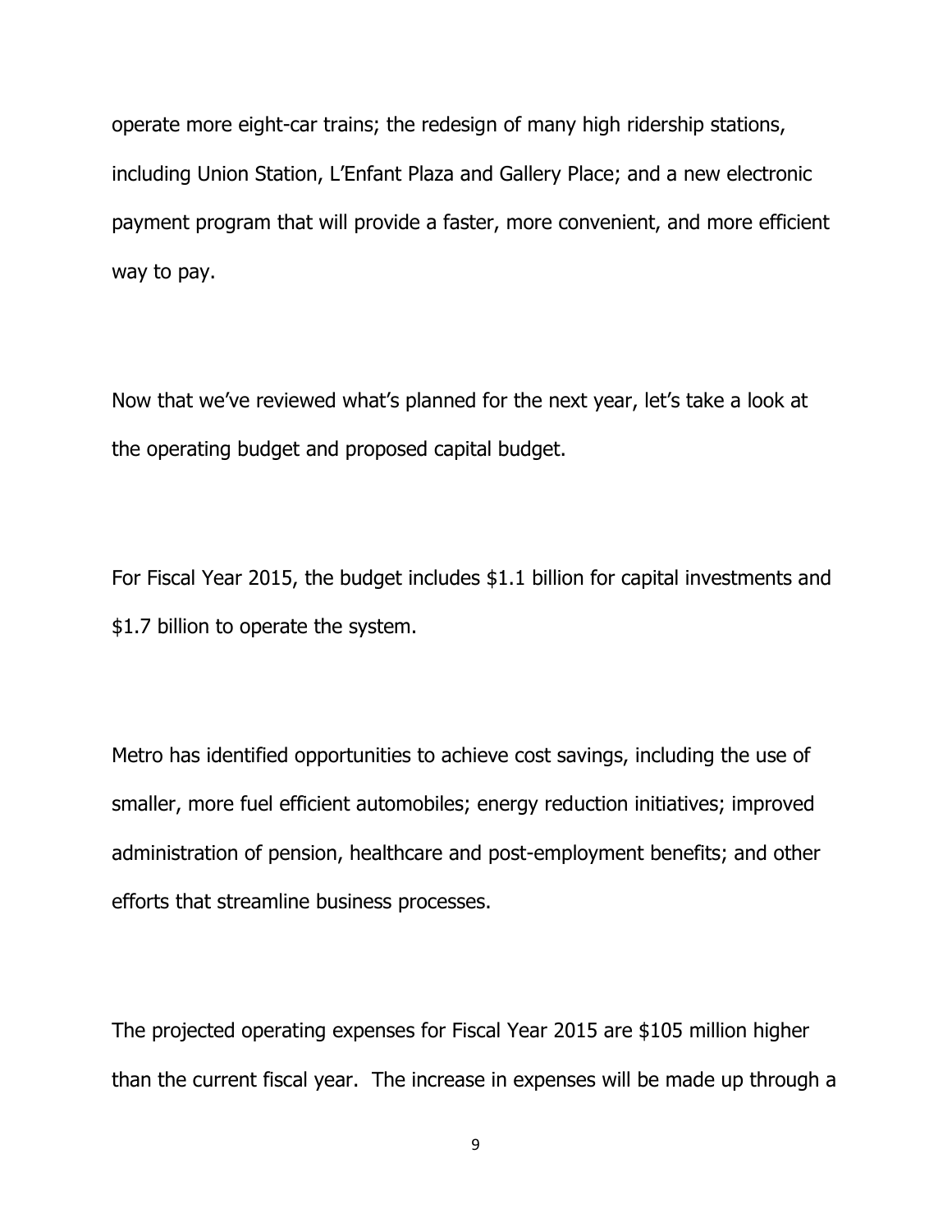operate more eight-car trains; the redesign of many high ridership stations, including Union Station, L'Enfant Plaza and Gallery Place; and a new electronic payment program that will provide a faster, more convenient, and more efficient way to pay.

Now that we've reviewed what's planned for the next year, let's take a look at the operating budget and proposed capital budget.

For Fiscal Year 2015, the budget includes $1.1 billion for capital investments and $1.7 billion to operate the system.

Metro has identified opportunities to achieve cost savings, including the use of smaller, more fuel efficient automobiles; energy reduction initiatives; improved administration of pension, healthcare and post-employment benefits; and other efforts that streamline business processes.

The projected operating expenses for Fiscal Year 2015 are $105 million higher than the current fiscal year. The increase in expenses will be made up through a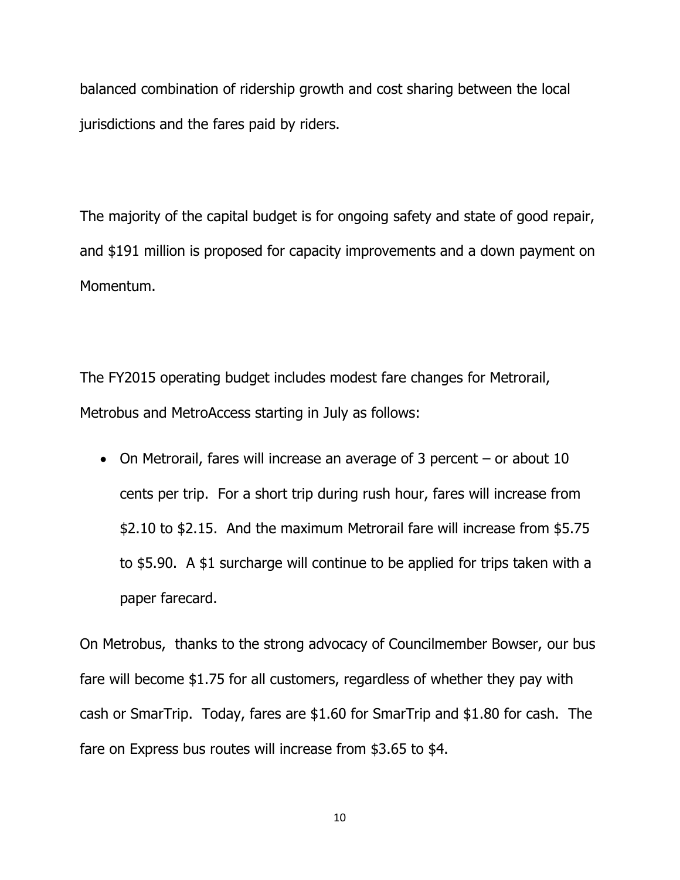balanced combination of ridership growth and cost sharing between the local jurisdictions and the fares paid by riders.

The majority of the capital budget is for ongoing safety and state of good repair, and $191 million is proposed for capacity improvements and a down payment on Momentum.

The FY2015 operating budget includes modest fare changes for Metrorail, Metrobus and MetroAccess starting in July as follows:

- On Metrorail, fares will increase an average of 3 percent – or about 10 cents per trip. For a short trip during rush hour, fares will increase from $2.10 to $2.15. And the maximum Metrorail fare will increase from $5.75 to $5.90. A $1 surcharge will continue to be applied for trips taken with a paper farecard.

On Metrobus, thanks to the strong advocacy of Councilmember Bowser, our bus fare will become $1.75 for all customers, regardless of whether they pay with cash or SmarTrip. Today, fares are $1.60 for SmarTrip and $1.80 for cash. The fare on Express bus routes will increase from $3.65 to $4.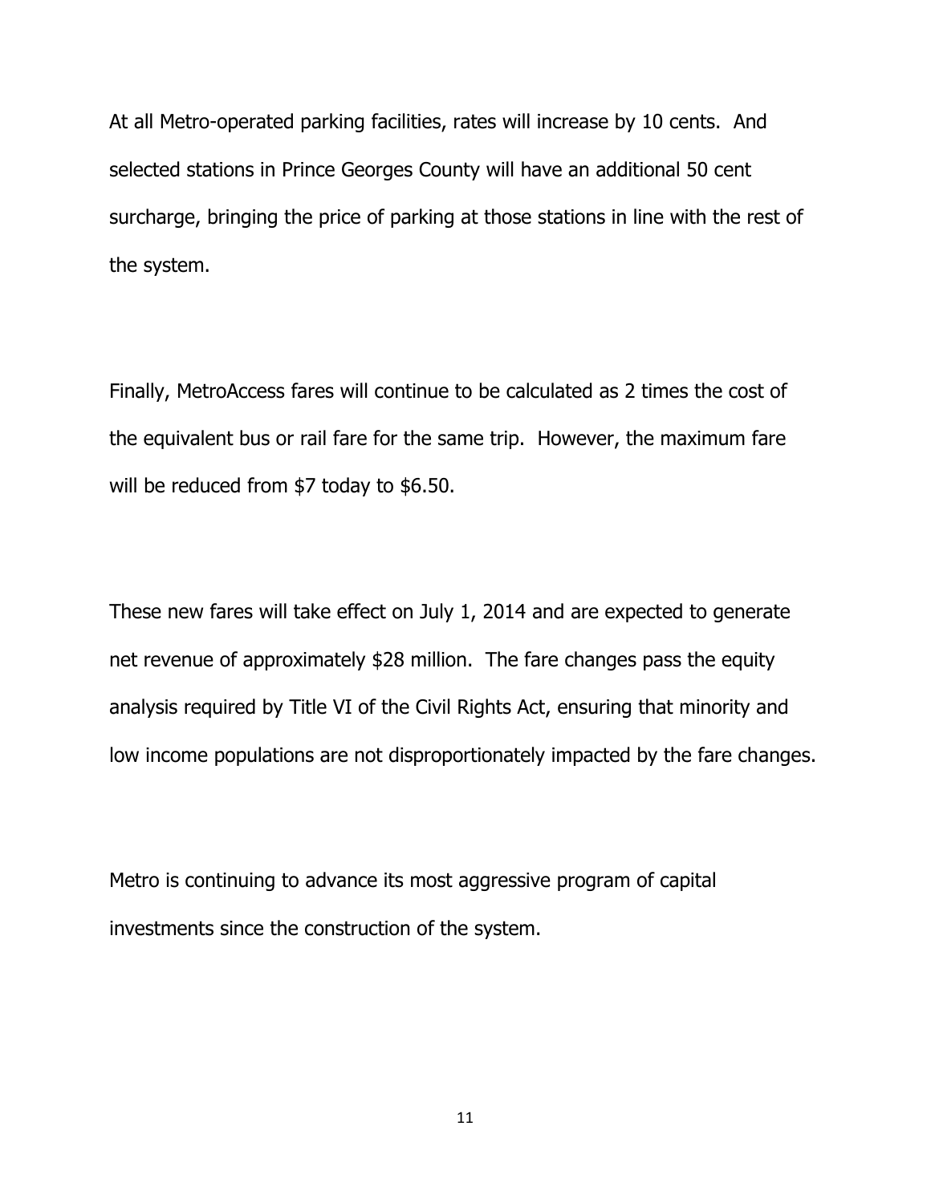At all Metro-operated parking facilities, rates will increase by 10 cents. And selected stations in Prince Georges County will have an additional 50 cent surcharge, bringing the price of parking at those stations in line with the rest of the system.

Finally, MetroAccess fares will continue to be calculated as 2 times the cost of the equivalent bus or rail fare for the same trip. However, the maximum fare will be reduced from $7 today to $6.50.

These new fares will take effect on July 1, 2014 and are expected to generate net revenue of approximately $28 million. The fare changes pass the equity analysis required by Title VI of the Civil Rights Act, ensuring that minority and low income populations are not disproportionately impacted by the fare changes.

Metro is continuing to advance its most aggressive program of capital investments since the construction of the system.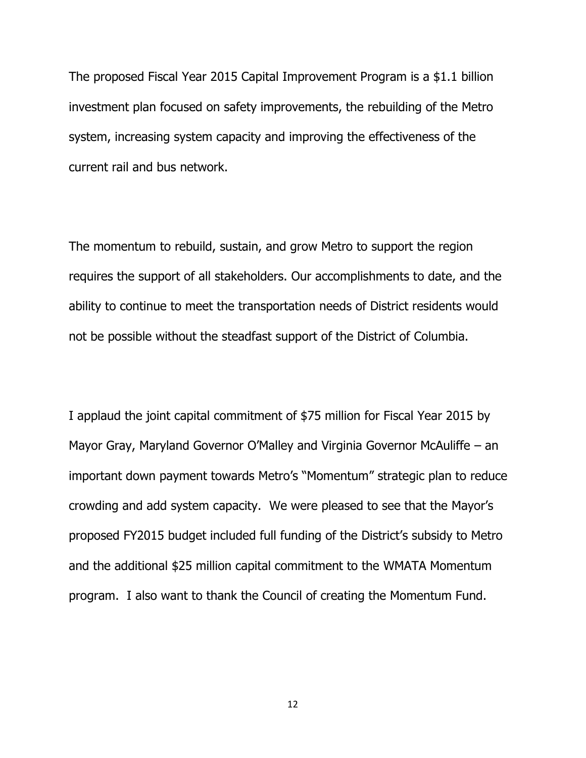The proposed Fiscal Year 2015 Capital Improvement Program is a $1.1 billion investment plan focused on safety improvements, the rebuilding of the Metro system, increasing system capacity and improving the effectiveness of the current rail and bus network.

The momentum to rebuild, sustain, and grow Metro to support the region requires the support of all stakeholders. Our accomplishments to date, and the ability to continue to meet the transportation needs of District residents would not be possible without the steadfast support of the District of Columbia.

I applaud the joint capital commitment of $75 million for Fiscal Year 2015 by Mayor Gray, Maryland Governor O'Malley and Virginia Governor McAuliffe – an important down payment towards Metro's "Momentum" strategic plan to reduce crowding and add system capacity. We were pleased to see that the Mayor's proposed FY2015 budget included full funding of the District's subsidy to Metro and the additional $25 million capital commitment to the WMATA Momentum program. I also want to thank the Council of creating the Momentum Fund.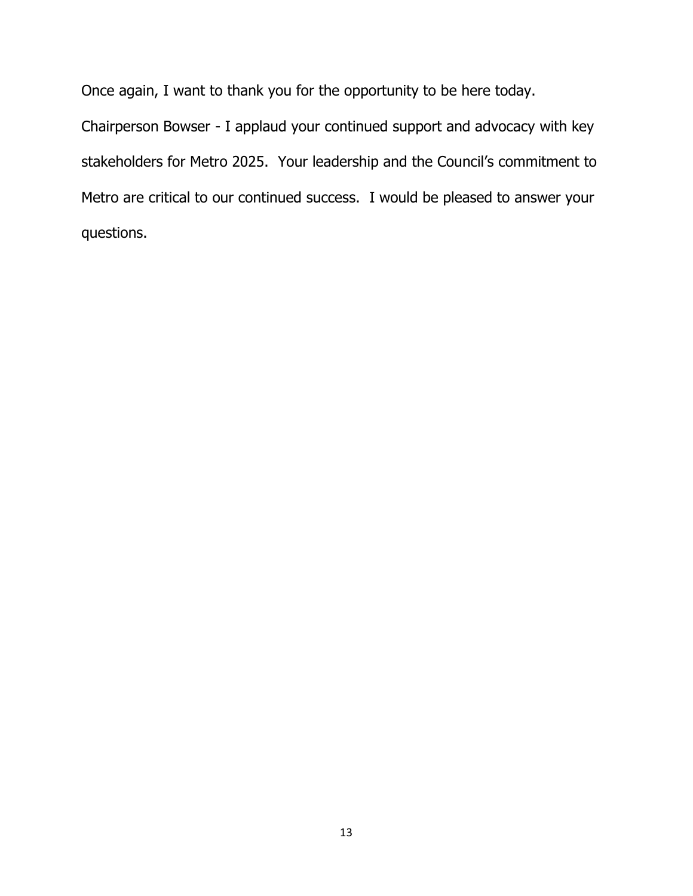Once again, I want to thank you for the opportunity to be here today.

Chairperson Bowser - I applaud your continued support and advocacy with key stakeholders for Metro 2025. Your leadership and the Council's commitment to Metro are critical to our continued success. I would be pleased to answer your questions.